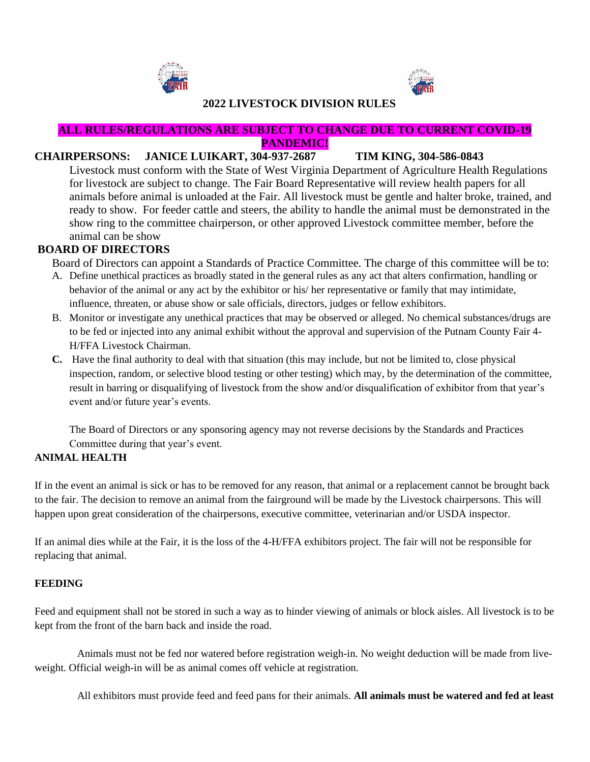# 2022 LIVESTOCK DIVISION RULES

**ALL RULES/REGULATIONS ARE SUBJECT TO CHANGE DUE TO CURRENT COVID-19 PANDEMIC!**

**CHAIRPERSONS: JANICE LUIKART, 304-937-2687 TIM KING, 304-586-0843**

Livestock must conform with the State of West Virginia Department of Agriculture Health Regulations for livestock are subject to change. The Fair Board Representative will review health papers for all animals before animal is unloaded at the Fair. All livestock must be gentle and halter broke, trained, and ready to show. For feeder cattle and steers, the ability to handle the animal must be demonstrated in the show ring to the committee chairperson, or other approved Livestock committee member, before the animal can be show

## BOARD OF DIRECTORS

Board of Directors can appoint a Standards of Practice Committee. The charge of this committee will be to:

A. Define unethical practices as broadly stated in the general rules as any act that alters confirmation, handling or behavior of the animal or any act by the exhibitor or his/ her representative or family that may intimidate, influence, threaten, or abuse show or sale officials, directors, judges or fellow exhibitors.

B. Monitor or investigate any unethical practices that may be observed or alleged. No chemical substances/drugs are to be fed or injected into any animal exhibit without the approval and supervision of the Putnam County Fair 4-H/FFA Livestock Chairman.

**C.** Have the final authority to deal with that situation (this may include, but not be limited to, close physical inspection, random, or selective blood testing or other testing) which may, by the determination of the committee, result in barring or disqualifying of livestock from the show and/or disqualification of exhibitor from that year's event and/or future year's events.

The Board of Directors or any sponsoring agency may not reverse decisions by the Standards and Practices Committee during that year's event.

## ANIMAL HEALTH

If in the event an animal is sick or has to be removed for any reason, that animal or a replacement cannot be brought back to the fair. The decision to remove an animal from the fairground will be made by the Livestock chairpersons. This will happen upon great consideration of the chairpersons, executive committee, veterinarian and/or USDA inspector.

If an animal dies while at the Fair, it is the loss of the 4-H/FFA exhibitors project. The fair will not be responsible for replacing that animal.

## FEEDING

Feed and equipment shall not be stored in such a way as to hinder viewing of animals or block aisles. All livestock is to be kept from the front of the barn back and inside the road.

Animals must not be fed nor watered before registration weigh-in. No weight deduction will be made from live-weight. Official weigh-in will be as animal comes off vehicle at registration.

All exhibitors must provide feed and feed pans for their animals. **All animals must be watered and fed at least**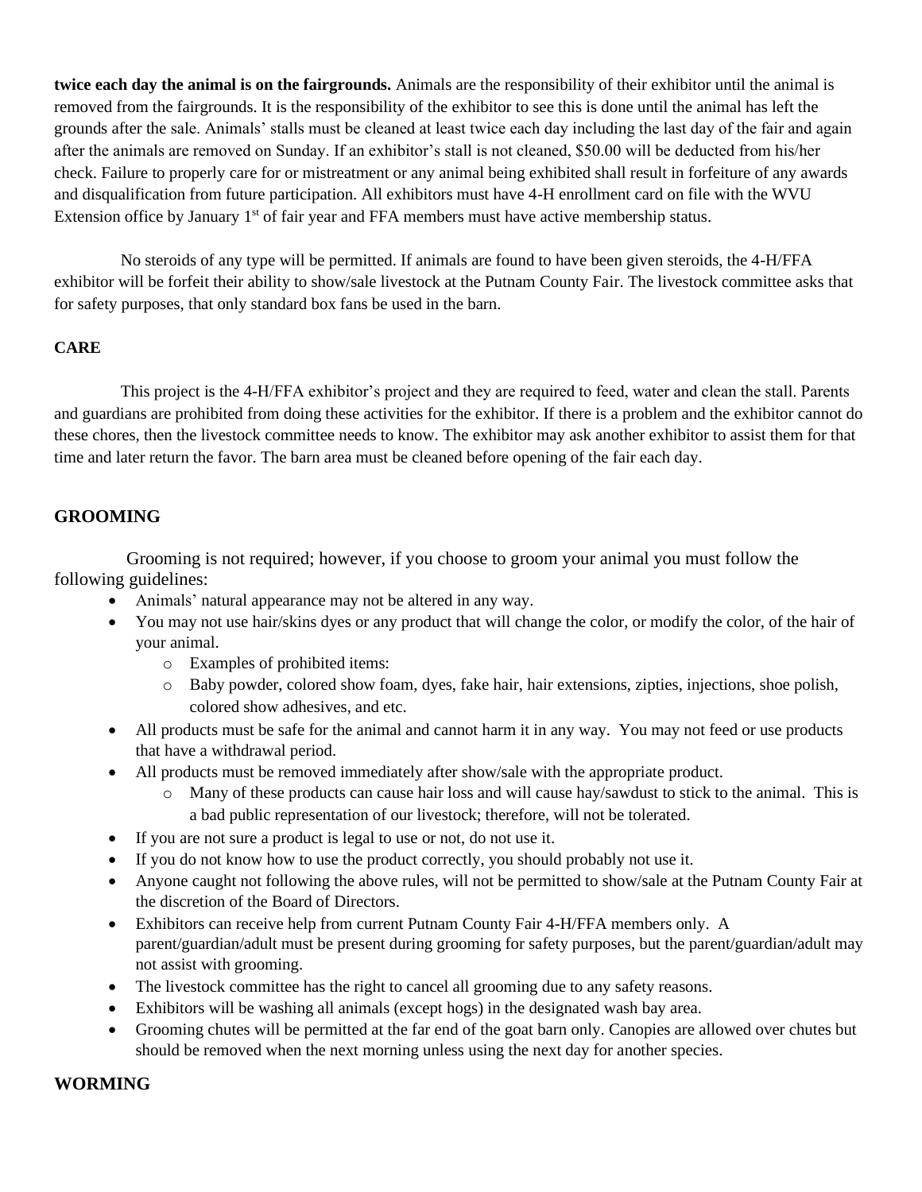**twice each day the animal is on the fairgrounds.** Animals are the responsibility of their exhibitor until the animal is removed from the fairgrounds. It is the responsibility of the exhibitor to see this is done until the animal has left the grounds after the sale. Animals' stalls must be cleaned at least twice each day including the last day of the fair and again after the animals are removed on Sunday. If an exhibitor's stall is not cleaned, $50.00 will be deducted from his/her check. Failure to properly care for or mistreatment or any animal being exhibited shall result in forfeiture of any awards and disqualification from future participation. All exhibitors must have 4-H enrollment card on file with the WVU Extension office by January 1st of fair year and FFA members must have active membership status.

No steroids of any type will be permitted. If animals are found to have been given steroids, the 4-H/FFA exhibitor will be forfeit their ability to show/sale livestock at the Putnam County Fair. The livestock committee asks that for safety purposes, that only standard box fans be used in the barn.

**CARE**

This project is the 4-H/FFA exhibitor's project and they are required to feed, water and clean the stall. Parents and guardians are prohibited from doing these activities for the exhibitor. If there is a problem and the exhibitor cannot do these chores, then the livestock committee needs to know. The exhibitor may ask another exhibitor to assist them for that time and later return the favor. The barn area must be cleaned before opening of the fair each day.

## GROOMING

Grooming is not required; however, if you choose to groom your animal you must follow the following guidelines:

- Animals' natural appearance may not be altered in any way.
- You may not use hair/skins dyes or any product that will change the color, or modify the color, of the hair of your animal.
  - Examples of prohibited items:
  - Baby powder, colored show foam, dyes, fake hair, hair extensions, zipties, injections, shoe polish, colored show adhesives, and etc.
- All products must be safe for the animal and cannot harm it in any way. You may not feed or use products that have a withdrawal period.
- All products must be removed immediately after show/sale with the appropriate product.
  - Many of these products can cause hair loss and will cause hay/sawdust to stick to the animal. This is a bad public representation of our livestock; therefore, will not be tolerated.
- If you are not sure a product is legal to use or not, do not use it.
- If you do not know how to use the product correctly, you should probably not use it.
- Anyone caught not following the above rules, will not be permitted to show/sale at the Putnam County Fair at the discretion of the Board of Directors.
- Exhibitors can receive help from current Putnam County Fair 4-H/FFA members only. A parent/guardian/adult must be present during grooming for safety purposes, but the parent/guardian/adult may not assist with grooming.
- The livestock committee has the right to cancel all grooming due to any safety reasons.
- Exhibitors will be washing all animals (except hogs) in the designated wash bay area.
- Grooming chutes will be permitted at the far end of the goat barn only. Canopies are allowed over chutes but should be removed when the next morning unless using the next day for another species.

## WORMING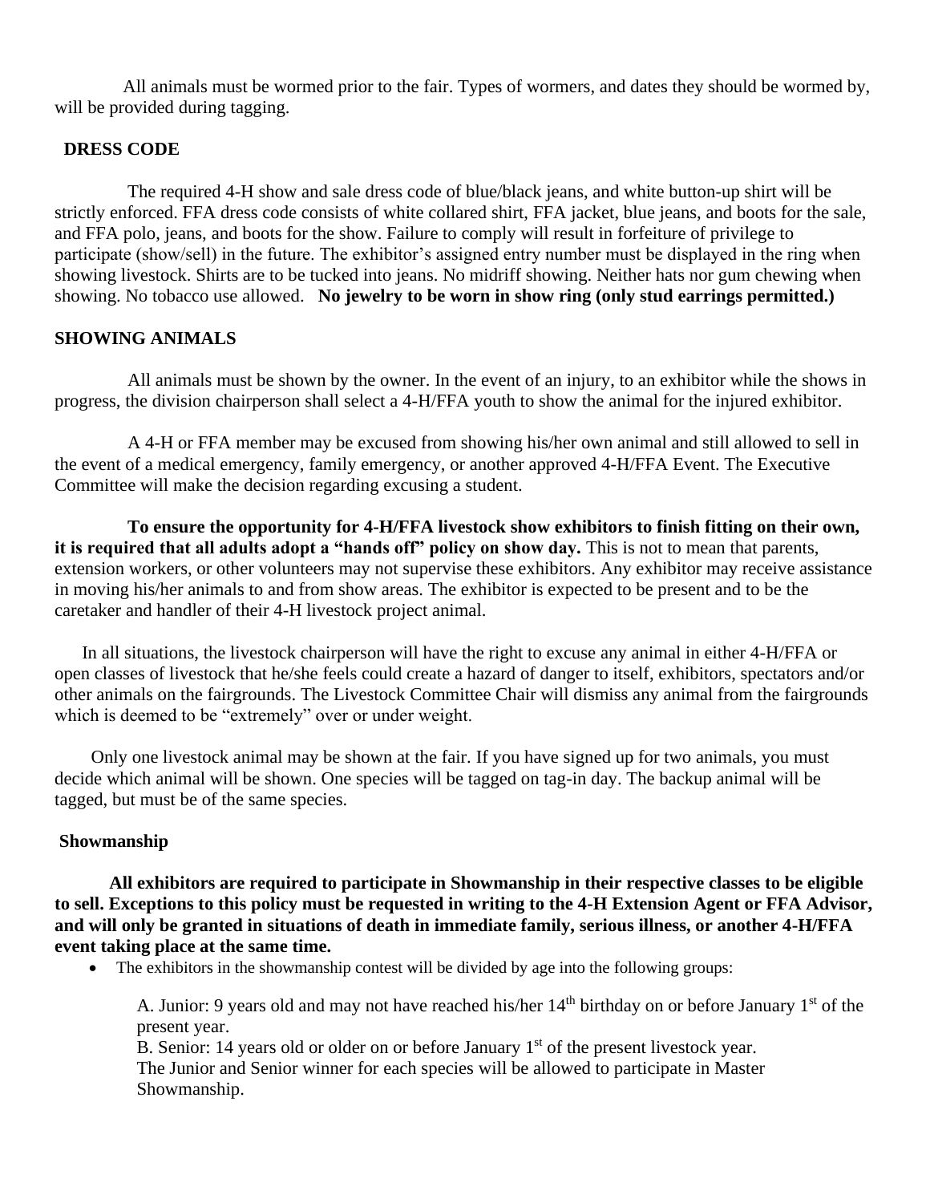All animals must be wormed prior to the fair. Types of wormers, and dates they should be wormed by, will be provided during tagging.

## DRESS CODE

The required 4-H show and sale dress code of blue/black jeans, and white button-up shirt will be strictly enforced. FFA dress code consists of white collared shirt, FFA jacket, blue jeans, and boots for the sale, and FFA polo, jeans, and boots for the show. Failure to comply will result in forfeiture of privilege to participate (show/sell) in the future. The exhibitor's assigned entry number must be displayed in the ring when showing livestock. Shirts are to be tucked into jeans. No midriff showing. Neither hats nor gum chewing when showing. No tobacco use allowed. **No jewelry to be worn in show ring (only stud earrings permitted.)**

## SHOWING ANIMALS

All animals must be shown by the owner. In the event of an injury, to an exhibitor while the shows in progress, the division chairperson shall select a 4-H/FFA youth to show the animal for the injured exhibitor.

A 4-H or FFA member may be excused from showing his/her own animal and still allowed to sell in the event of a medical emergency, family emergency, or another approved 4-H/FFA Event. The Executive Committee will make the decision regarding excusing a student.

**To ensure the opportunity for 4-H/FFA livestock show exhibitors to finish fitting on their own, it is required that all adults adopt a "hands off" policy on show day.** This is not to mean that parents, extension workers, or other volunteers may not supervise these exhibitors. Any exhibitor may receive assistance in moving his/her animals to and from show areas. The exhibitor is expected to be present and to be the caretaker and handler of their 4-H livestock project animal.

In all situations, the livestock chairperson will have the right to excuse any animal in either 4-H/FFA or open classes of livestock that he/she feels could create a hazard of danger to itself, exhibitors, spectators and/or other animals on the fairgrounds. The Livestock Committee Chair will dismiss any animal from the fairgrounds which is deemed to be "extremely" over or under weight.

Only one livestock animal may be shown at the fair. If you have signed up for two animals, you must decide which animal will be shown. One species will be tagged on tag-in day. The backup animal will be tagged, but must be of the same species.

### Showmanship

**All exhibitors are required to participate in Showmanship in their respective classes to be eligible to sell. Exceptions to this policy must be requested in writing to the 4-H Extension Agent or FFA Advisor, and will only be granted in situations of death in immediate family, serious illness, or another 4-H/FFA event taking place at the same time.**

- The exhibitors in the showmanship contest will be divided by age into the following groups:

  A. Junior: 9 years old and may not have reached his/her 14th birthday on or before January 1st of the present year.
  B. Senior: 14 years old or older on or before January 1st of the present livestock year.
  The Junior and Senior winner for each species will be allowed to participate in Master Showmanship.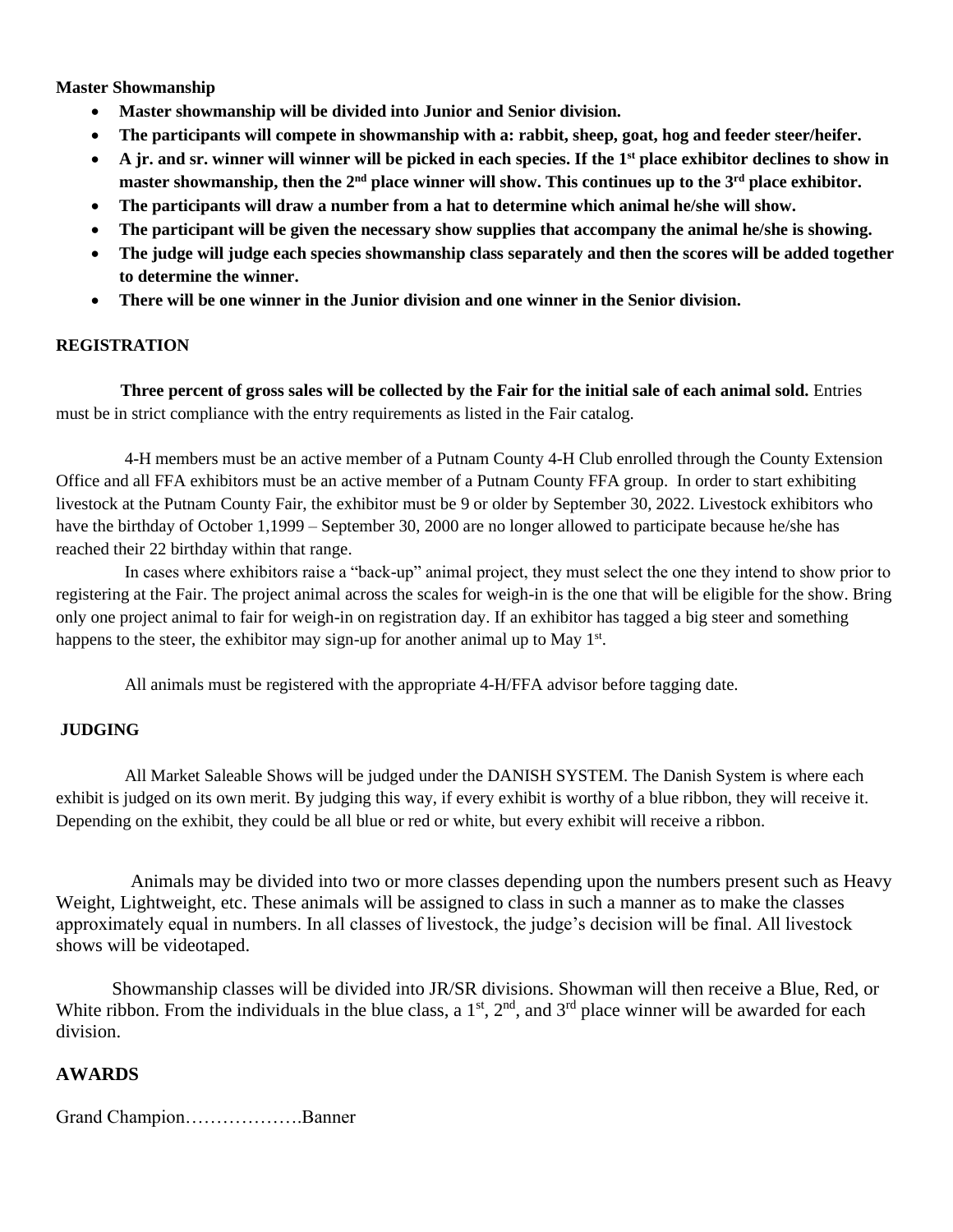**Master Showmanship**

- **Master showmanship will be divided into Junior and Senior division.**
- **The participants will compete in showmanship with a: rabbit, sheep, goat, hog and feeder steer/heifer.**
- **A jr. and sr. winner will winner will be picked in each species. If the 1st place exhibitor declines to show in master showmanship, then the 2nd place winner will show. This continues up to the 3rd place exhibitor.**
- **The participants will draw a number from a hat to determine which animal he/she will show.**
- **The participant will be given the necessary show supplies that accompany the animal he/she is showing.**
- **The judge will judge each species showmanship class separately and then the scores will be added together to determine the winner.**
- **There will be one winner in the Junior division and one winner in the Senior division.**

## REGISTRATION

**Three percent of gross sales will be collected by the Fair for the initial sale of each animal sold.** Entries must be in strict compliance with the entry requirements as listed in the Fair catalog.

4-H members must be an active member of a Putnam County 4-H Club enrolled through the County Extension Office and all FFA exhibitors must be an active member of a Putnam County FFA group. In order to start exhibiting livestock at the Putnam County Fair, the exhibitor must be 9 or older by September 30, 2022. Livestock exhibitors who have the birthday of October 1,1999 – September 30, 2000 are no longer allowed to participate because he/she has reached their 22 birthday within that range.

In cases where exhibitors raise a "back-up" animal project, they must select the one they intend to show prior to registering at the Fair. The project animal across the scales for weigh-in is the one that will be eligible for the show. Bring only one project animal to fair for weigh-in on registration day. If an exhibitor has tagged a big steer and something happens to the steer, the exhibitor may sign-up for another animal up to May 1st.

All animals must be registered with the appropriate 4-H/FFA advisor before tagging date.

## JUDGING

All Market Saleable Shows will be judged under the DANISH SYSTEM. The Danish System is where each exhibit is judged on its own merit. By judging this way, if every exhibit is worthy of a blue ribbon, they will receive it. Depending on the exhibit, they could be all blue or red or white, but every exhibit will receive a ribbon.

Animals may be divided into two or more classes depending upon the numbers present such as Heavy Weight, Lightweight, etc. These animals will be assigned to class in such a manner as to make the classes approximately equal in numbers. In all classes of livestock, the judge's decision will be final. All livestock shows will be videotaped.

Showmanship classes will be divided into JR/SR divisions. Showman will then receive a Blue, Red, or White ribbon. From the individuals in the blue class, a 1st, 2nd, and 3rd place winner will be awarded for each division.

## AWARDS

Grand Champion……………….Banner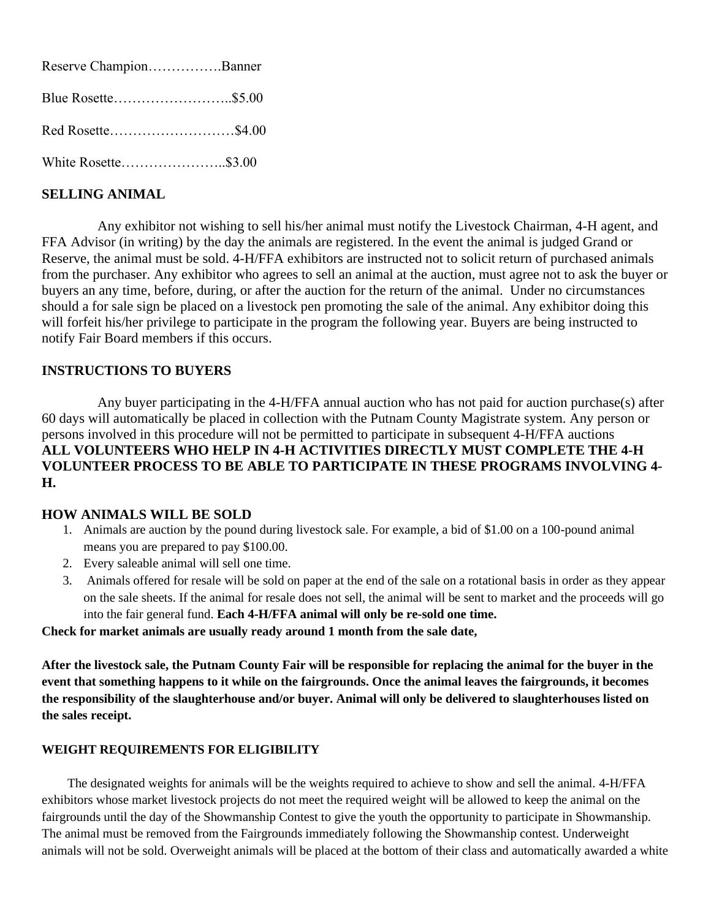Reserve Champion…………….Banner

Blue Rosette……………………..$5.00

Red Rosette………………………$4.00

White Rosette…………………..$3.00

**SELLING ANIMAL**

Any exhibitor not wishing to sell his/her animal must notify the Livestock Chairman, 4-H agent, and FFA Advisor (in writing) by the day the animals are registered. In the event the animal is judged Grand or Reserve, the animal must be sold. 4-H/FFA exhibitors are instructed not to solicit return of purchased animals from the purchaser. Any exhibitor who agrees to sell an animal at the auction, must agree not to ask the buyer or buyers an any time, before, during, or after the auction for the return of the animal. Under no circumstances should a for sale sign be placed on a livestock pen promoting the sale of the animal. Any exhibitor doing this will forfeit his/her privilege to participate in the program the following year. Buyers are being instructed to notify Fair Board members if this occurs.

**INSTRUCTIONS TO BUYERS**

Any buyer participating in the 4-H/FFA annual auction who has not paid for auction purchase(s) after 60 days will automatically be placed in collection with the Putnam County Magistrate system. Any person or persons involved in this procedure will not be permitted to participate in subsequent 4-H/FFA auctions
**ALL VOLUNTEERS WHO HELP IN 4-H ACTIVITIES DIRECTLY MUST COMPLETE THE 4-H VOLUNTEER PROCESS TO BE ABLE TO PARTICIPATE IN THESE PROGRAMS INVOLVING 4-H.**

**HOW ANIMALS WILL BE SOLD**

1. Animals are auction by the pound during livestock sale. For example, a bid of $1.00 on a 100-pound animal means you are prepared to pay $100.00.
2. Every saleable animal will sell one time.
3. Animals offered for resale will be sold on paper at the end of the sale on a rotational basis in order as they appear on the sale sheets. If the animal for resale does not sell, the animal will be sent to market and the proceeds will go into the fair general fund. **Each 4-H/FFA animal will only be re-sold one time.**

**Check for market animals are usually ready around 1 month from the sale date,**

**After the livestock sale, the Putnam County Fair will be responsible for replacing the animal for the buyer in the event that something happens to it while on the fairgrounds. Once the animal leaves the fairgrounds, it becomes the responsibility of the slaughterhouse and/or buyer. Animal will only be delivered to slaughterhouses listed on the sales receipt.**

**WEIGHT REQUIREMENTS FOR ELIGIBILITY**

The designated weights for animals will be the weights required to achieve to show and sell the animal. 4-H/FFA exhibitors whose market livestock projects do not meet the required weight will be allowed to keep the animal on the fairgrounds until the day of the Showmanship Contest to give the youth the opportunity to participate in Showmanship. The animal must be removed from the Fairgrounds immediately following the Showmanship contest. Underweight animals will not be sold. Overweight animals will be placed at the bottom of their class and automatically awarded a white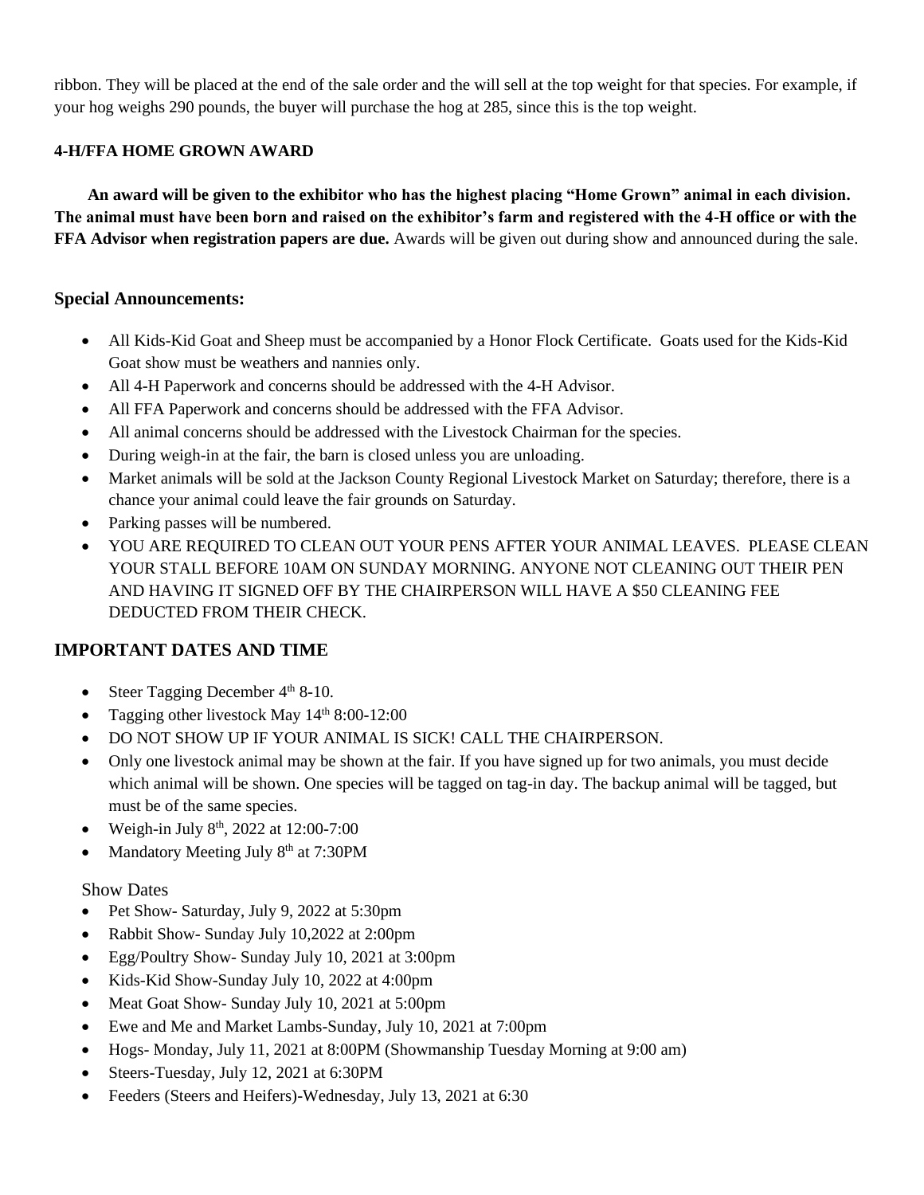ribbon. They will be placed at the end of the sale order and the will sell at the top weight for that species. For example, if your hog weighs 290 pounds, the buyer will purchase the hog at 285, since this is the top weight.

**4-H/FFA HOME GROWN AWARD**

**An award will be given to the exhibitor who has the highest placing "Home Grown" animal in each division. The animal must have been born and raised on the exhibitor's farm and registered with the 4-H office or with the FFA Advisor when registration papers are due.** Awards will be given out during show and announced during the sale.

## Special Announcements:

- All Kids-Kid Goat and Sheep must be accompanied by a Honor Flock Certificate. Goats used for the Kids-Kid Goat show must be weathers and nannies only.
- All 4-H Paperwork and concerns should be addressed with the 4-H Advisor.
- All FFA Paperwork and concerns should be addressed with the FFA Advisor.
- All animal concerns should be addressed with the Livestock Chairman for the species.
- During weigh-in at the fair, the barn is closed unless you are unloading.
- Market animals will be sold at the Jackson County Regional Livestock Market on Saturday; therefore, there is a chance your animal could leave the fair grounds on Saturday.
- Parking passes will be numbered.
- YOU ARE REQUIRED TO CLEAN OUT YOUR PENS AFTER YOUR ANIMAL LEAVES. PLEASE CLEAN YOUR STALL BEFORE 10AM ON SUNDAY MORNING. ANYONE NOT CLEANING OUT THEIR PEN AND HAVING IT SIGNED OFF BY THE CHAIRPERSON WILL HAVE A $50 CLEANING FEE DEDUCTED FROM THEIR CHECK.

## IMPORTANT DATES AND TIME

- Steer Tagging December 4th 8-10.
- Tagging other livestock May 14th 8:00-12:00
- DO NOT SHOW UP IF YOUR ANIMAL IS SICK! CALL THE CHAIRPERSON.
- Only one livestock animal may be shown at the fair. If you have signed up for two animals, you must decide which animal will be shown. One species will be tagged on tag-in day. The backup animal will be tagged, but must be of the same species.
- Weigh-in July 8th, 2022 at 12:00-7:00
- Mandatory Meeting July 8th at 7:30PM

Show Dates

- Pet Show- Saturday, July 9, 2022 at 5:30pm
- Rabbit Show- Sunday July 10,2022 at 2:00pm
- Egg/Poultry Show- Sunday July 10, 2021 at 3:00pm
- Kids-Kid Show-Sunday July 10, 2022 at 4:00pm
- Meat Goat Show- Sunday July 10, 2021 at 5:00pm
- Ewe and Me and Market Lambs-Sunday, July 10, 2021 at 7:00pm
- Hogs- Monday, July 11, 2021 at 8:00PM (Showmanship Tuesday Morning at 9:00 am)
- Steers-Tuesday, July 12, 2021 at 6:30PM
- Feeders (Steers and Heifers)-Wednesday, July 13, 2021 at 6:30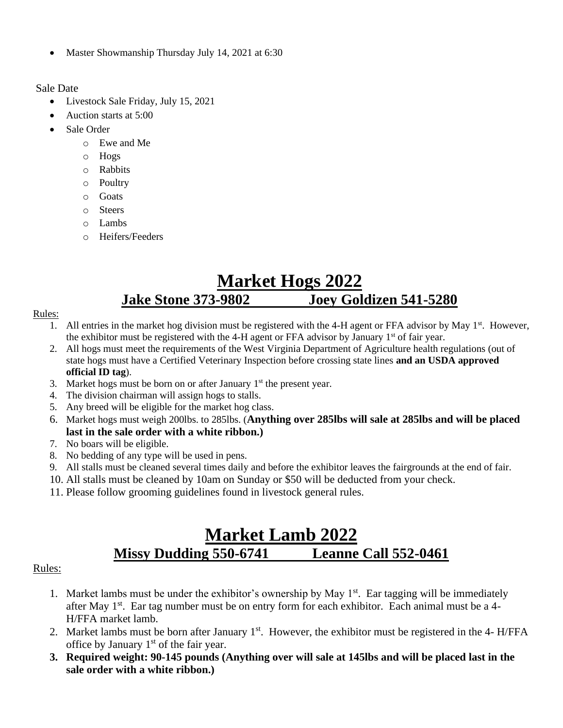- Master Showmanship Thursday July 14, 2021 at 6:30

Sale Date

- Livestock Sale Friday, July 15, 2021
- Auction starts at 5:00
- Sale Order
  - Ewe and Me
  - Hogs
  - Rabbits
  - Poultry
  - Goats
  - Steers
  - Lambs
  - Heifers/Feeders

# Market Hogs 2022

## Jake Stone 373-9802 Joey Goldizen 541-5280

Rules:

1. All entries in the market hog division must be registered with the 4-H agent or FFA advisor by May 1st. However, the exhibitor must be registered with the 4-H agent or FFA advisor by January 1st of fair year.
2. All hogs must meet the requirements of the West Virginia Department of Agriculture health regulations (out of state hogs must have a Certified Veterinary Inspection before crossing state lines **and an USDA approved official ID tag**).
3. Market hogs must be born on or after January 1st the present year.
4. The division chairman will assign hogs to stalls.
5. Any breed will be eligible for the market hog class.
6. Market hogs must weigh 200lbs. to 285lbs. (**Anything over 285lbs will sale at 285lbs and will be placed last in the sale order with a white ribbon.)**
7. No boars will be eligible.
8. No bedding of any type will be used in pens.
9. All stalls must be cleaned several times daily and before the exhibitor leaves the fairgrounds at the end of fair.
10. All stalls must be cleaned by 10am on Sunday or $50 will be deducted from your check.
11. Please follow grooming guidelines found in livestock general rules.

# Market Lamb 2022

## Missy Dudding 550-6741 Leanne Call 552-0461

Rules:

1. Market lambs must be under the exhibitor's ownership by May 1st. Ear tagging will be immediately after May 1st. Ear tag number must be on entry form for each exhibitor. Each animal must be a 4-H/FFA market lamb.
2. Market lambs must be born after January 1st. However, the exhibitor must be registered in the 4- H/FFA office by January 1st of the fair year.
3. **Required weight: 90-145 pounds (Anything over will sale at 145lbs and will be placed last in the sale order with a white ribbon.)**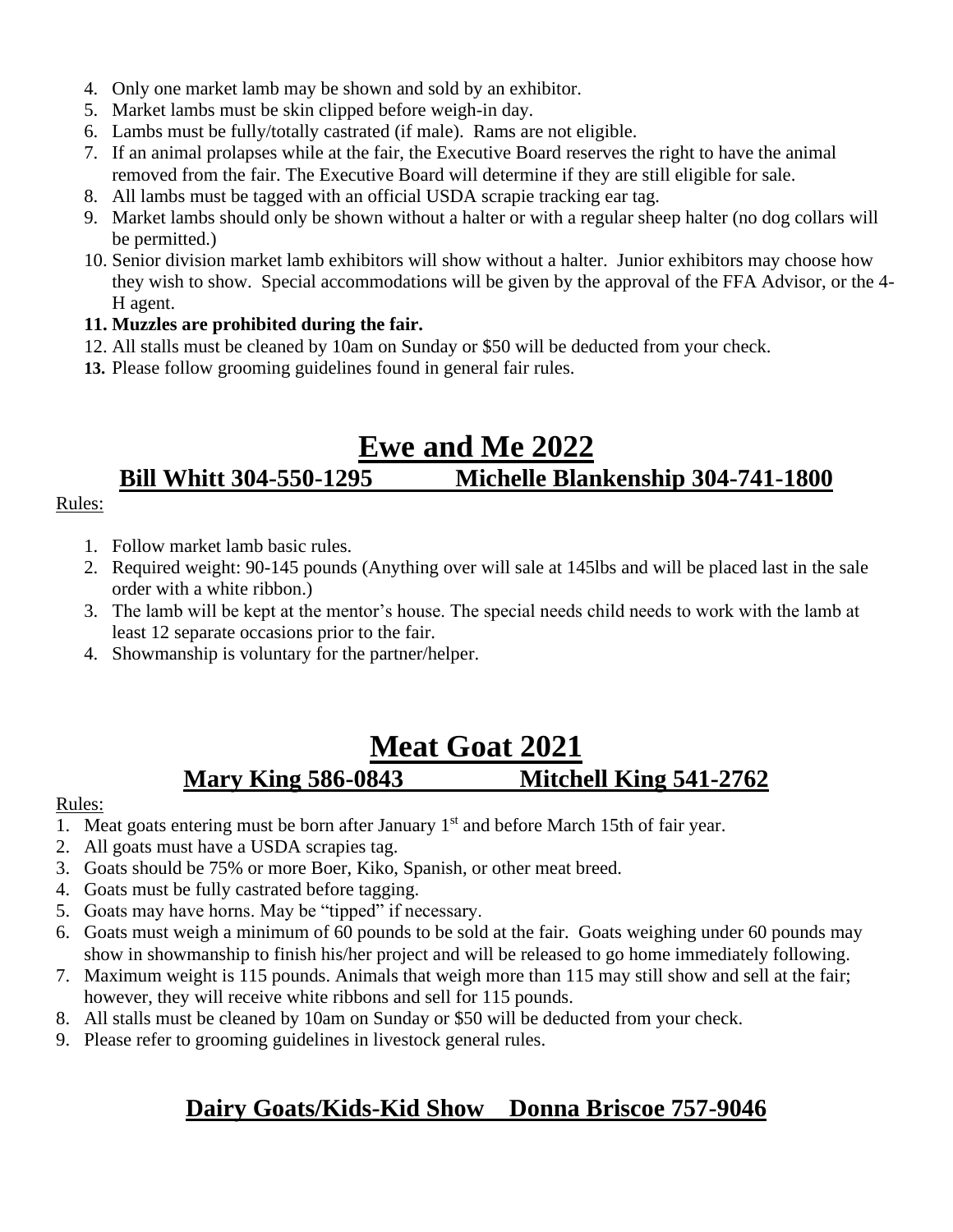4. Only one market lamb may be shown and sold by an exhibitor.
5. Market lambs must be skin clipped before weigh-in day.
6. Lambs must be fully/totally castrated (if male). Rams are not eligible.
7. If an animal prolapses while at the fair, the Executive Board reserves the right to have the animal removed from the fair. The Executive Board will determine if they are still eligible for sale.
8. All lambs must be tagged with an official USDA scrapie tracking ear tag.
9. Market lambs should only be shown without a halter or with a regular sheep halter (no dog collars will be permitted.)
10. Senior division market lamb exhibitors will show without a halter. Junior exhibitors may choose how they wish to show. Special accommodations will be given by the approval of the FFA Advisor, or the 4-H agent.
11. **Muzzles are prohibited during the fair.**
12. All stalls must be cleaned by 10am on Sunday or $50 will be deducted from your check.
13. Please follow grooming guidelines found in general fair rules.

# Ewe and Me 2022

## Bill Whitt 304-550-1295 Michelle Blankenship 304-741-1800

Rules:

1. Follow market lamb basic rules.
2. Required weight: 90-145 pounds (Anything over will sale at 145lbs and will be placed last in the sale order with a white ribbon.)
3. The lamb will be kept at the mentor's house. The special needs child needs to work with the lamb at least 12 separate occasions prior to the fair.
4. Showmanship is voluntary for the partner/helper.

# Meat Goat 2021

## Mary King 586-0843 Mitchell King 541-2762

Rules:

1. Meat goats entering must be born after January 1st and before March 15th of fair year.
2. All goats must have a USDA scrapies tag.
3. Goats should be 75% or more Boer, Kiko, Spanish, or other meat breed.
4. Goats must be fully castrated before tagging.
5. Goats may have horns. May be "tipped" if necessary.
6. Goats must weigh a minimum of 60 pounds to be sold at the fair. Goats weighing under 60 pounds may show in showmanship to finish his/her project and will be released to go home immediately following.
7. Maximum weight is 115 pounds. Animals that weigh more than 115 may still show and sell at the fair; however, they will receive white ribbons and sell for 115 pounds.
8. All stalls must be cleaned by 10am on Sunday or $50 will be deducted from your check.
9. Please refer to grooming guidelines in livestock general rules.

## Dairy Goats/Kids-Kid Show Donna Briscoe 757-9046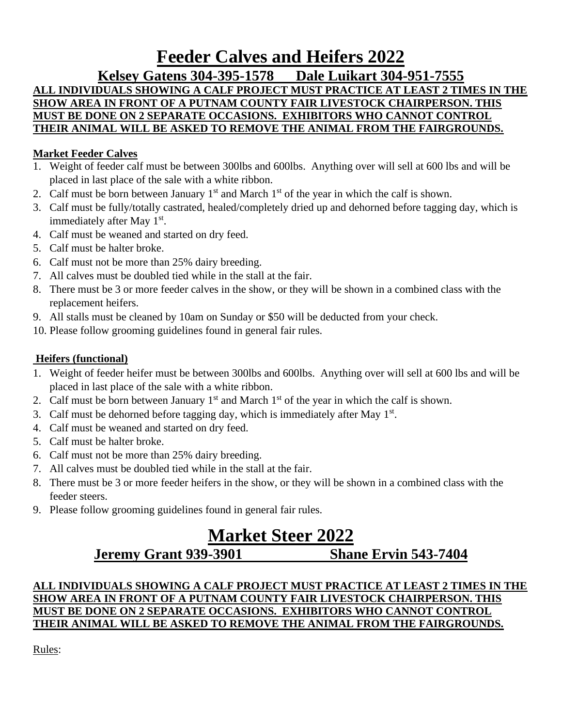# Feeder Calves and Heifers 2022

## Kelsey Gatens 304-395-1578 Dale Luikart 304-951-7555

**ALL INDIVIDUALS SHOWING A CALF PROJECT MUST PRACTICE AT LEAST 2 TIMES IN THE SHOW AREA IN FRONT OF A PUTNAM COUNTY FAIR LIVESTOCK CHAIRPERSON. THIS MUST BE DONE ON 2 SEPARATE OCCASIONS. EXHIBITORS WHO CANNOT CONTROL THEIR ANIMAL WILL BE ASKED TO REMOVE THE ANIMAL FROM THE FAIRGROUNDS.**

**Market Feeder Calves**

1. Weight of feeder calf must be between 300lbs and 600lbs. Anything over will sell at 600 lbs and will be placed in last place of the sale with a white ribbon.
2. Calf must be born between January 1st and March 1st of the year in which the calf is shown.
3. Calf must be fully/totally castrated, healed/completely dried up and dehorned before tagging day, which is immediately after May 1st.
4. Calf must be weaned and started on dry feed.
5. Calf must be halter broke.
6. Calf must not be more than 25% dairy breeding.
7. All calves must be doubled tied while in the stall at the fair.
8. There must be 3 or more feeder calves in the show, or they will be shown in a combined class with the replacement heifers.
9. All stalls must be cleaned by 10am on Sunday or $50 will be deducted from your check.
10. Please follow grooming guidelines found in general fair rules.

**Heifers (functional)**

1. Weight of feeder heifer must be between 300lbs and 600lbs. Anything over will sell at 600 lbs and will be placed in last place of the sale with a white ribbon.
2. Calf must be born between January 1st and March 1st of the year in which the calf is shown.
3. Calf must be dehorned before tagging day, which is immediately after May 1st.
4. Calf must be weaned and started on dry feed.
5. Calf must be halter broke.
6. Calf must not be more than 25% dairy breeding.
7. All calves must be doubled tied while in the stall at the fair.
8. There must be 3 or more feeder heifers in the show, or they will be shown in a combined class with the feeder steers.
9. Please follow grooming guidelines found in general fair rules.

# Market Steer 2022

## Jeremy Grant 939-3901 Shane Ervin 543-7404

**ALL INDIVIDUALS SHOWING A CALF PROJECT MUST PRACTICE AT LEAST 2 TIMES IN THE SHOW AREA IN FRONT OF A PUTNAM COUNTY FAIR LIVESTOCK CHAIRPERSON. THIS MUST BE DONE ON 2 SEPARATE OCCASIONS. EXHIBITORS WHO CANNOT CONTROL THEIR ANIMAL WILL BE ASKED TO REMOVE THE ANIMAL FROM THE FAIRGROUNDS.**

Rules: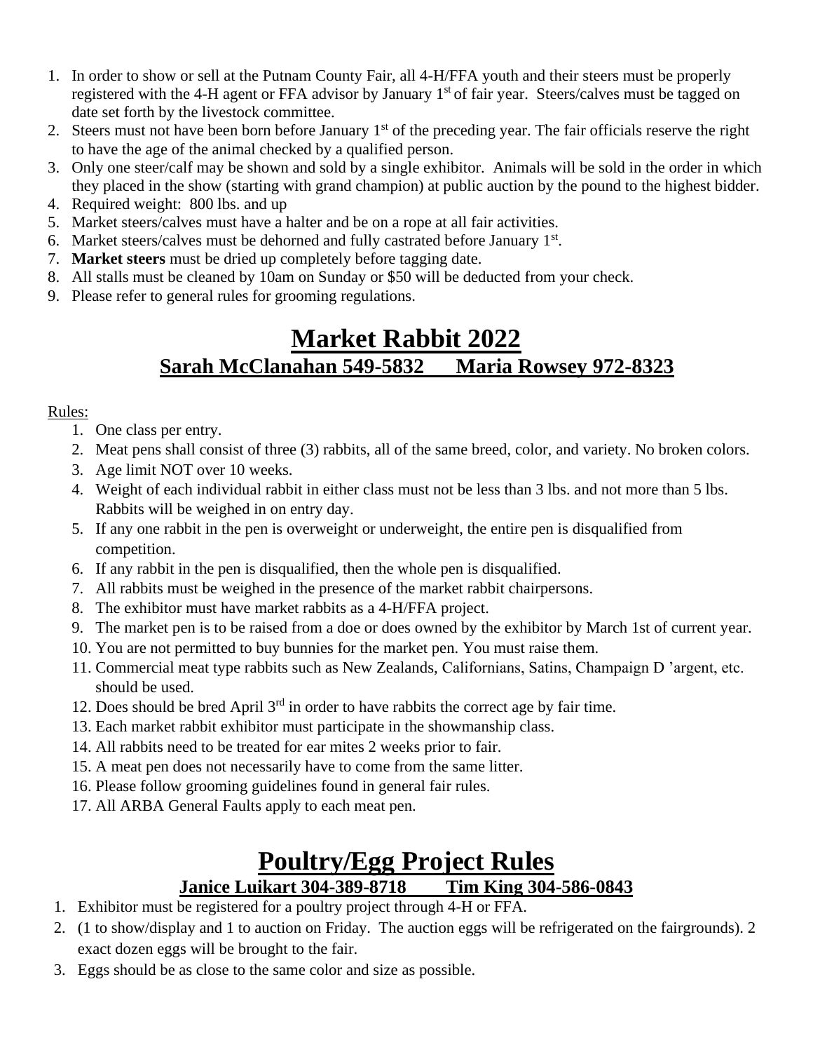1. In order to show or sell at the Putnam County Fair, all 4-H/FFA youth and their steers must be properly registered with the 4-H agent or FFA advisor by January 1st of fair year. Steers/calves must be tagged on date set forth by the livestock committee.
2. Steers must not have been born before January 1st of the preceding year. The fair officials reserve the right to have the age of the animal checked by a qualified person.
3. Only one steer/calf may be shown and sold by a single exhibitor. Animals will be sold in the order in which they placed in the show (starting with grand champion) at public auction by the pound to the highest bidder.
4. Required weight: 800 lbs. and up
5. Market steers/calves must have a halter and be on a rope at all fair activities.
6. Market steers/calves must be dehorned and fully castrated before January 1st.
7. **Market steers** must be dried up completely before tagging date.
8. All stalls must be cleaned by 10am on Sunday or $50 will be deducted from your check.
9. Please refer to general rules for grooming regulations.

# Market Rabbit 2022

## Sarah McClanahan 549-5832 Maria Rowsey 972-8323

Rules:

1. One class per entry.
2. Meat pens shall consist of three (3) rabbits, all of the same breed, color, and variety. No broken colors.
3. Age limit NOT over 10 weeks.
4. Weight of each individual rabbit in either class must not be less than 3 lbs. and not more than 5 lbs. Rabbits will be weighed in on entry day.
5. If any one rabbit in the pen is overweight or underweight, the entire pen is disqualified from competition.
6. If any rabbit in the pen is disqualified, then the whole pen is disqualified.
7. All rabbits must be weighed in the presence of the market rabbit chairpersons.
8. The exhibitor must have market rabbits as a 4-H/FFA project.
9. The market pen is to be raised from a doe or does owned by the exhibitor by March 1st of current year.
10. You are not permitted to buy bunnies for the market pen. You must raise them.
11. Commercial meat type rabbits such as New Zealands, Californians, Satins, Champaign D 'argent, etc. should be used.
12. Does should be bred April 3rd in order to have rabbits the correct age by fair time.
13. Each market rabbit exhibitor must participate in the showmanship class.
14. All rabbits need to be treated for ear mites 2 weeks prior to fair.
15. A meat pen does not necessarily have to come from the same litter.
16. Please follow grooming guidelines found in general fair rules.
17. All ARBA General Faults apply to each meat pen.

# Poultry/Egg Project Rules

## Janice Luikart 304-389-8718 Tim King 304-586-0843

1. Exhibitor must be registered for a poultry project through 4-H or FFA.
2. (1 to show/display and 1 to auction on Friday. The auction eggs will be refrigerated on the fairgrounds). 2 exact dozen eggs will be brought to the fair.
3. Eggs should be as close to the same color and size as possible.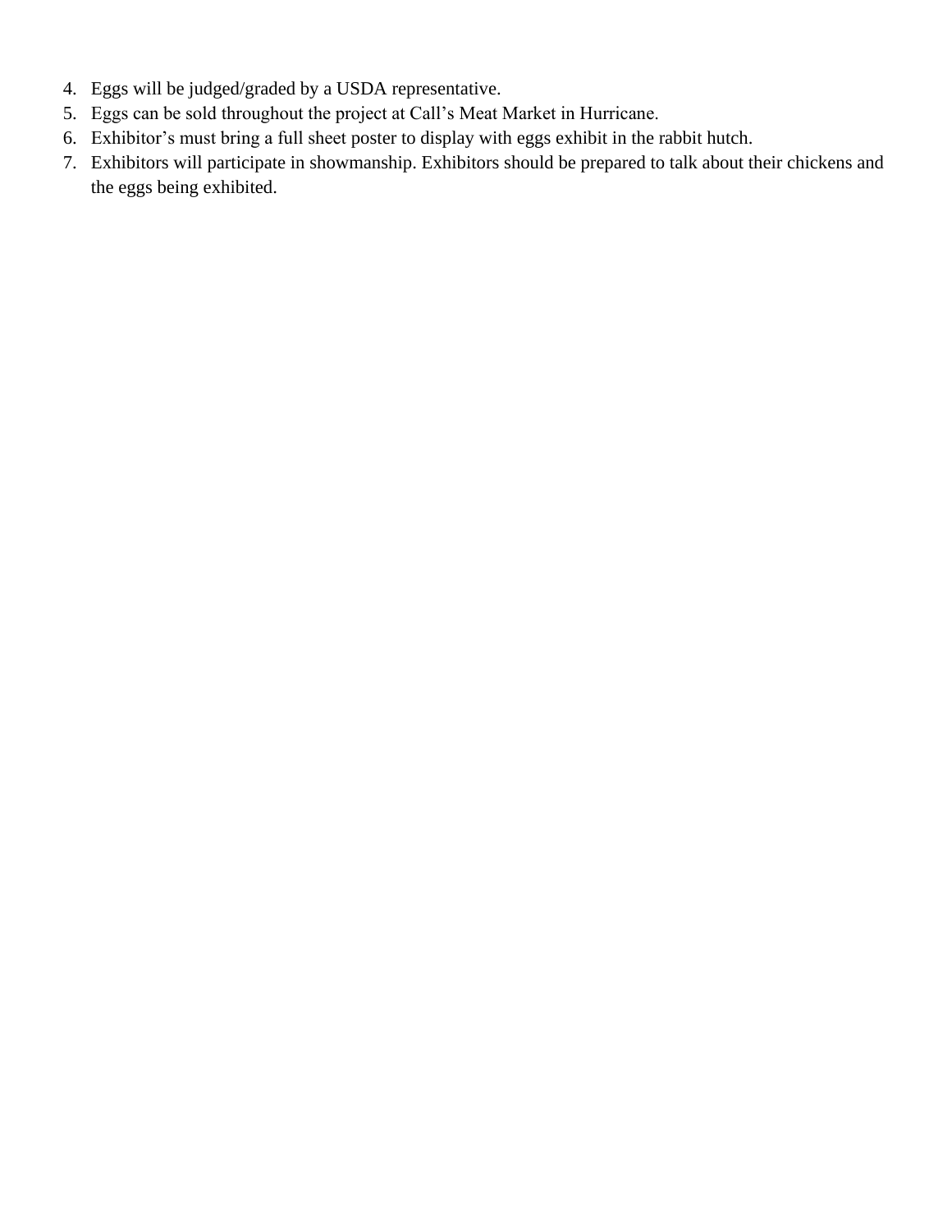4. Eggs will be judged/graded by a USDA representative.
5. Eggs can be sold throughout the project at Call's Meat Market in Hurricane.
6. Exhibitor's must bring a full sheet poster to display with eggs exhibit in the rabbit hutch.
7. Exhibitors will participate in showmanship. Exhibitors should be prepared to talk about their chickens and the eggs being exhibited.